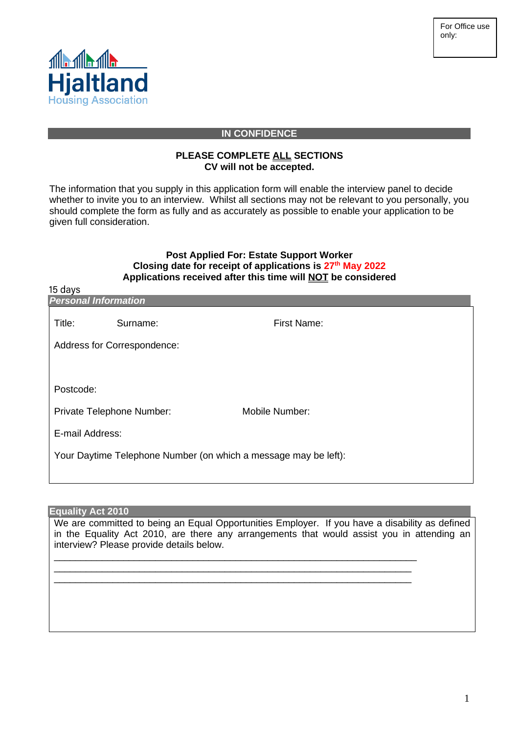For Office use only:

**Hjaltland**
Housing Association

**IN CONFIDENCE**

**PLEASE COMPLETE ALL SECTIONS**
**CV will not be accepted.**

The information that you supply in this application form will enable the interview panel to decide whether to invite you to an interview. Whilst all sections may not be relevant to you personally, you should complete the form as fully and as accurately as possible to enable your application to be given full consideration.

**Post Applied For: Estate Support Worker**
**Closing date for receipt of applications is 27th May 2022**
**Applications received after this time will NOT be considered**

15 days

***Personal Information***

Title: Surname: First Name:

Address for Correspondence:

Postcode:

Private Telephone Number: Mobile Number:

E-mail Address:

Your Daytime Telephone Number (on which a message may be left):

**Equality Act 2010**

We are committed to being an Equal Opportunities Employer. If you have a disability as defined in the Equality Act 2010, are there any arrangements that would assist you in attending an interview? Please provide details below.

\_\_\_\_\_\_\_\_\_\_\_\_\_\_\_\_\_\_\_\_\_\_\_\_\_\_\_\_\_\_\_\_\_\_\_\_\_\_\_\_\_\_\_\_\_\_\_\_\_\_\_\_\_\_\_\_\_\_\_\_\_\_\_\_\_\_
\_\_\_\_\_\_\_\_\_\_\_\_\_\_\_\_\_\_\_\_\_\_\_\_\_\_\_\_\_\_\_\_\_\_\_\_\_\_\_\_\_\_\_\_\_\_\_\_\_\_\_\_\_\_\_\_\_\_\_\_\_\_\_\_\_\_
\_\_\_\_\_\_\_\_\_\_\_\_\_\_\_\_\_\_\_\_\_\_\_\_\_\_\_\_\_\_\_\_\_\_\_\_\_\_\_\_\_\_\_\_\_\_\_\_\_\_\_\_\_\_\_\_\_\_\_\_\_\_\_\_\_\_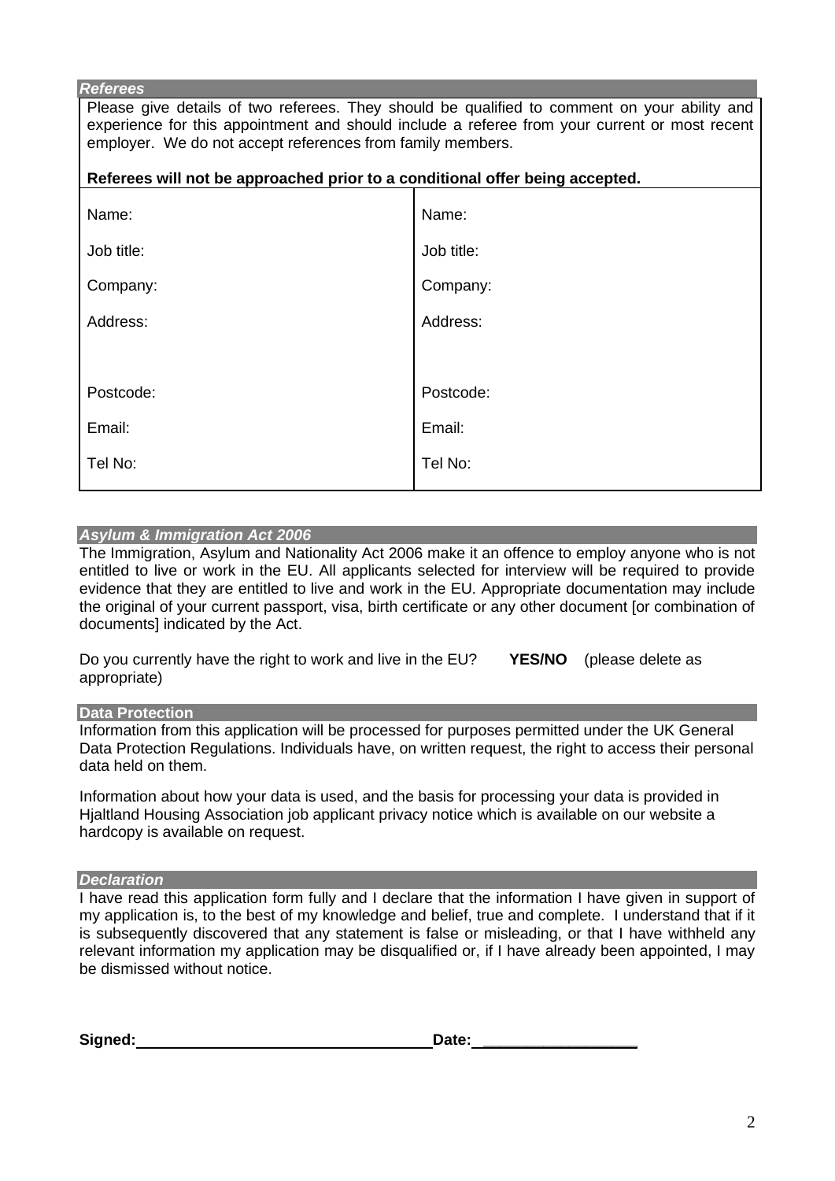### *Referees*

Please give details of two referees. They should be qualified to comment on your ability and experience for this appointment and should include a referee from your current or most recent employer. We do not accept references from family members.

**Referees will not be approached prior to a conditional offer being accepted.**

| | |
|---|---|
| Name: | Name: |
| Job title: | Job title: |
| Company: | Company: |
| Address: | Address: |
| Postcode: | Postcode: |
| Email: | Email: |
| Tel No: | Tel No: |

### *Asylum & Immigration Act 2006*

The Immigration, Asylum and Nationality Act 2006 make it an offence to employ anyone who is not entitled to live or work in the EU. All applicants selected for interview will be required to provide evidence that they are entitled to live and work in the EU. Appropriate documentation may include the original of your current passport, visa, birth certificate or any other document [or combination of documents] indicated by the Act.

Do you currently have the right to work and live in the EU? **YES/NO** (please delete as appropriate)

### Data Protection

Information from this application will be processed for purposes permitted under the UK General Data Protection Regulations. Individuals have, on written request, the right to access their personal data held on them.

Information about how your data is used, and the basis for processing your data is provided in Hjaltland Housing Association job applicant privacy notice which is available on our website a hardcopy is available on request.

### *Declaration*

I have read this application form fully and I declare that the information I have given in support of my application is, to the best of my knowledge and belief, true and complete. I understand that if it is subsequently discovered that any statement is false or misleading, or that I have withheld any relevant information my application may be disqualified or, if I have already been appointed, I may be dismissed without notice.

**Signed:**\_\_\_\_\_\_\_\_\_\_\_\_\_\_\_\_\_\_\_\_\_\_\_\_\_\_\_\_\_\_ **Date:** \_\_\_\_\_\_\_\_\_\_\_\_\_\_\_\_\_\_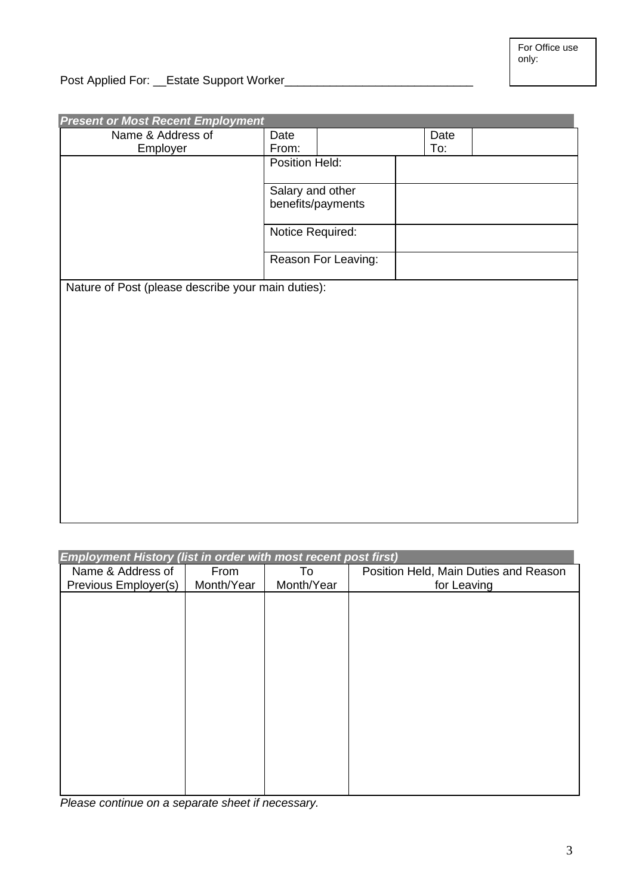For Office use only:

Post Applied For: __Estate Support Worker_____________________________

***Present or Most Recent Employment***

| Name & Address of Employer | Date From: | | Date To: | |
|---|---|---|---|---|
| | Position Held: | | | |
| | Salary and other benefits/payments | | | |
| | Notice Required: | | | |
| | Reason For Leaving: | | | |

Nature of Post (please describe your main duties):

***Employment History (list in order with most recent post first)***

| Name & Address of Previous Employer(s) | From Month/Year | To Month/Year | Position Held, Main Duties and Reason for Leaving |
|---|---|---|---|
| | | | |

*Please continue on a separate sheet if necessary.*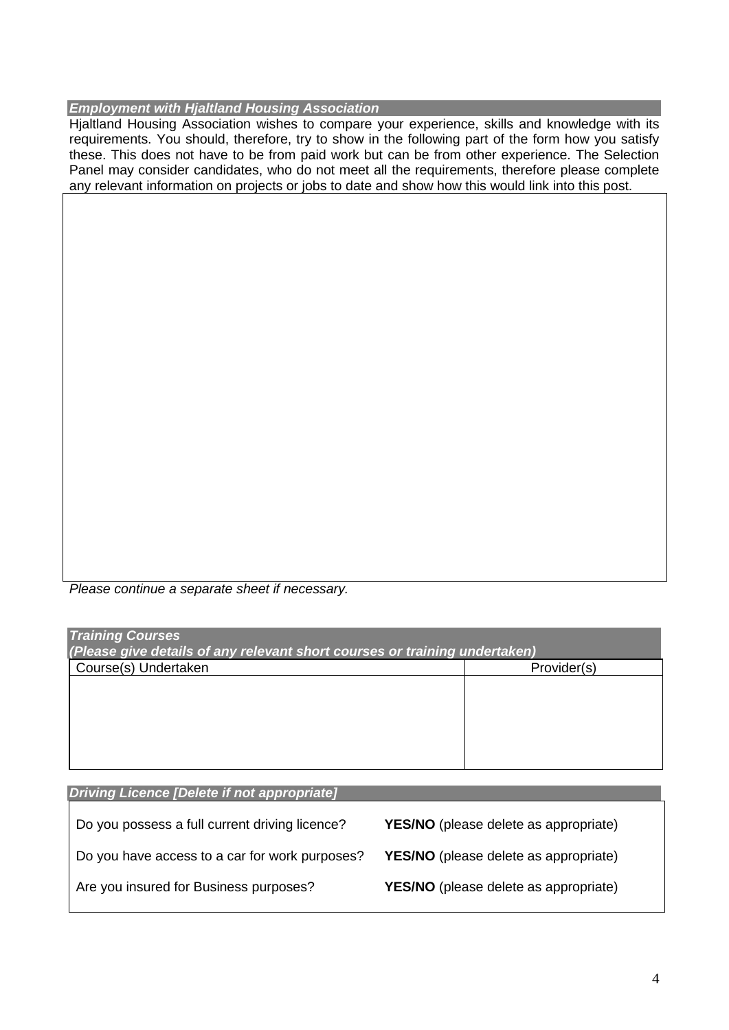***Employment with Hjaltland Housing Association***

Hjaltland Housing Association wishes to compare your experience, skills and knowledge with its requirements. You should, therefore, try to show in the following part of the form how you satisfy these. This does not have to be from paid work but can be from other experience. The Selection Panel may consider candidates, who do not meet all the requirements, therefore please complete any relevant information on projects or jobs to date and show how this would link into this post.

| |
|---|
| |

*Please continue a separate sheet if necessary.*

***Training Courses***
***(Please give details of any relevant short courses or training undertaken)***

| Course(s) Undertaken | Provider(s) |
|---|---|
| | |

***Driving Licence [Delete if not appropriate]***

| | |
|---|---|
| Do you possess a full current driving licence? | **YES/NO** (please delete as appropriate) |
| Do you have access to a car for work purposes? | **YES/NO** (please delete as appropriate) |
| Are you insured for Business purposes? | **YES/NO** (please delete as appropriate) |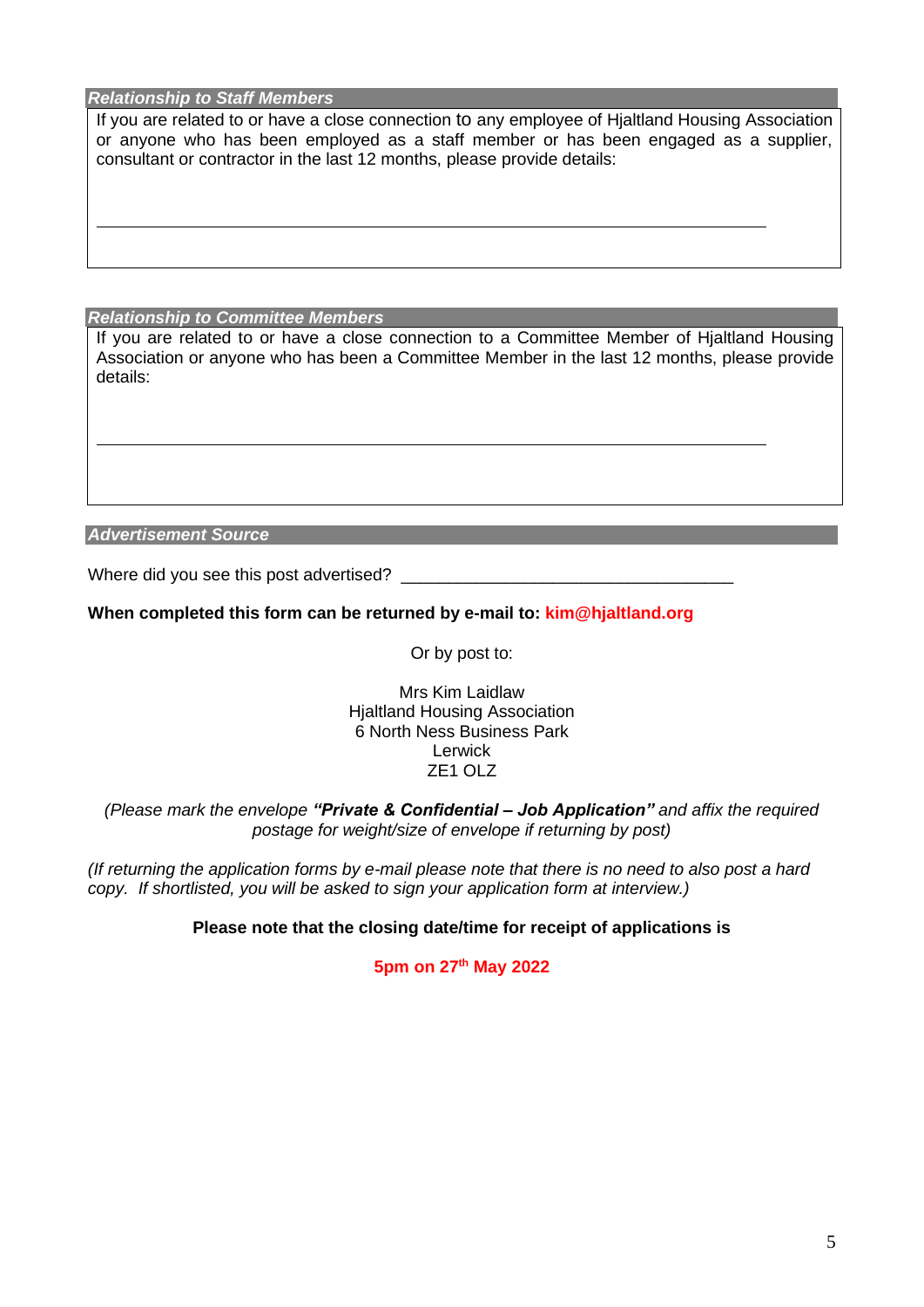### *Relationship to Staff Members*

If you are related to or have a close connection to any employee of Hjaltland Housing Association or anyone who has been employed as a staff member or has been engaged as a supplier, consultant or contractor in the last 12 months, please provide details:

___

### *Relationship to Committee Members*

If you are related to or have a close connection to a Committee Member of Hjaltland Housing Association or anyone who has been a Committee Member in the last 12 months, please provide details:

___

### *Advertisement Source*

Where did you see this post advertised? ___________________________________

**When completed this form can be returned by e-mail to: kim@hjaltland.org**

Or by post to:

Mrs Kim Laidlaw
Hjaltland Housing Association
6 North Ness Business Park
Lerwick
ZE1 OLZ

*(Please mark the envelope **"Private & Confidential – Job Application"** and affix the required postage for weight/size of envelope if returning by post)*

*(If returning the application forms by e-mail please note that there is no need to also post a hard copy. If shortlisted, you will be asked to sign your application form at interview.)*

**Please note that the closing date/time for receipt of applications is**

**5pm on 27th May 2022**